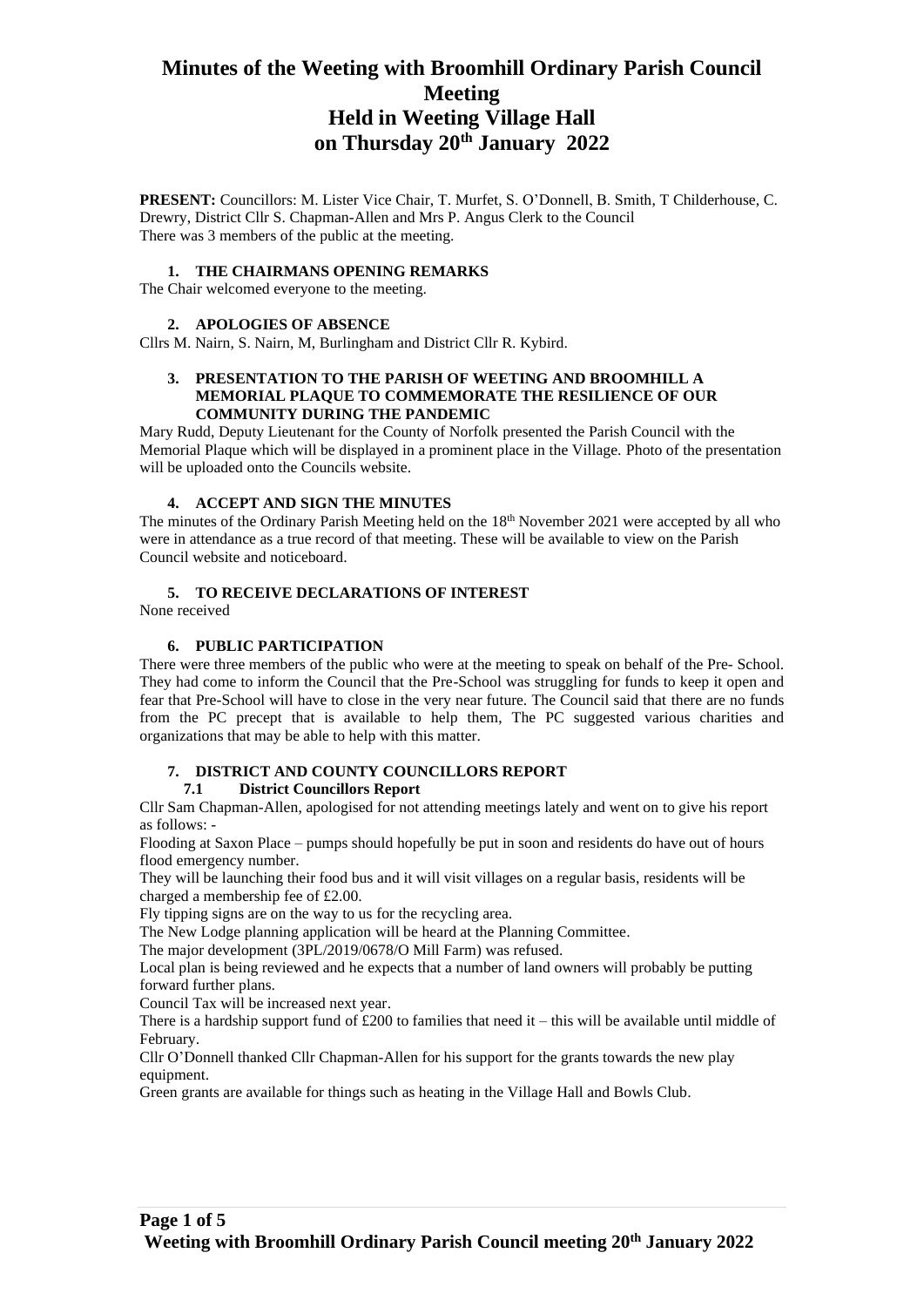# Minutes of the Weeting with Broomhill Ordinary Parish Council Meeting
# Held in Weeting Village Hall
# on Thursday 20th January 2022

**PRESENT:** Councillors: M. Lister Vice Chair, T. Murfet, S. O'Donnell, B. Smith, T Childerhouse, C. Drewry, District Cllr S. Chapman-Allen and Mrs P. Angus Clerk to the Council
There was 3 members of the public at the meeting.

## 1. THE CHAIRMANS OPENING REMARKS

The Chair welcomed everyone to the meeting.

## 2. APOLOGIES OF ABSENCE

Cllrs M. Nairn, S. Nairn, M, Burlingham and District Cllr R. Kybird.

## 3. PRESENTATION TO THE PARISH OF WEETING AND BROOMHILL A MEMORIAL PLAQUE TO COMMEMORATE THE RESILIENCE OF OUR COMMUNITY DURING THE PANDEMIC

Mary Rudd, Deputy Lieutenant for the County of Norfolk presented the Parish Council with the Memorial Plaque which will be displayed in a prominent place in the Village. Photo of the presentation will be uploaded onto the Councils website.

## 4. ACCEPT AND SIGN THE MINUTES

The minutes of the Ordinary Parish Meeting held on the 18th November 2021 were accepted by all who were in attendance as a true record of that meeting. These will be available to view on the Parish Council website and noticeboard.

## 5. TO RECEIVE DECLARATIONS OF INTEREST

None received

## 6. PUBLIC PARTICIPATION

There were three members of the public who were at the meeting to speak on behalf of the Pre- School. They had come to inform the Council that the Pre-School was struggling for funds to keep it open and fear that Pre-School will have to close in the very near future. The Council said that there are no funds from the PC precept that is available to help them, The PC suggested various charities and organizations that may be able to help with this matter.

## 7. DISTRICT AND COUNTY COUNCILLORS REPORT

### 7.1 District Councillors Report

Cllr Sam Chapman-Allen, apologised for not attending meetings lately and went on to give his report as follows: -

Flooding at Saxon Place – pumps should hopefully be put in soon and residents do have out of hours flood emergency number.

They will be launching their food bus and it will visit villages on a regular basis, residents will be charged a membership fee of £2.00.

Fly tipping signs are on the way to us for the recycling area.

The New Lodge planning application will be heard at the Planning Committee.

The major development (3PL/2019/0678/O Mill Farm) was refused.

Local plan is being reviewed and he expects that a number of land owners will probably be putting forward further plans.

Council Tax will be increased next year.

There is a hardship support fund of £200 to families that need it – this will be available until middle of February.

Cllr O'Donnell thanked Cllr Chapman-Allen for his support for the grants towards the new play equipment.

Green grants are available for things such as heating in the Village Hall and Bowls Club.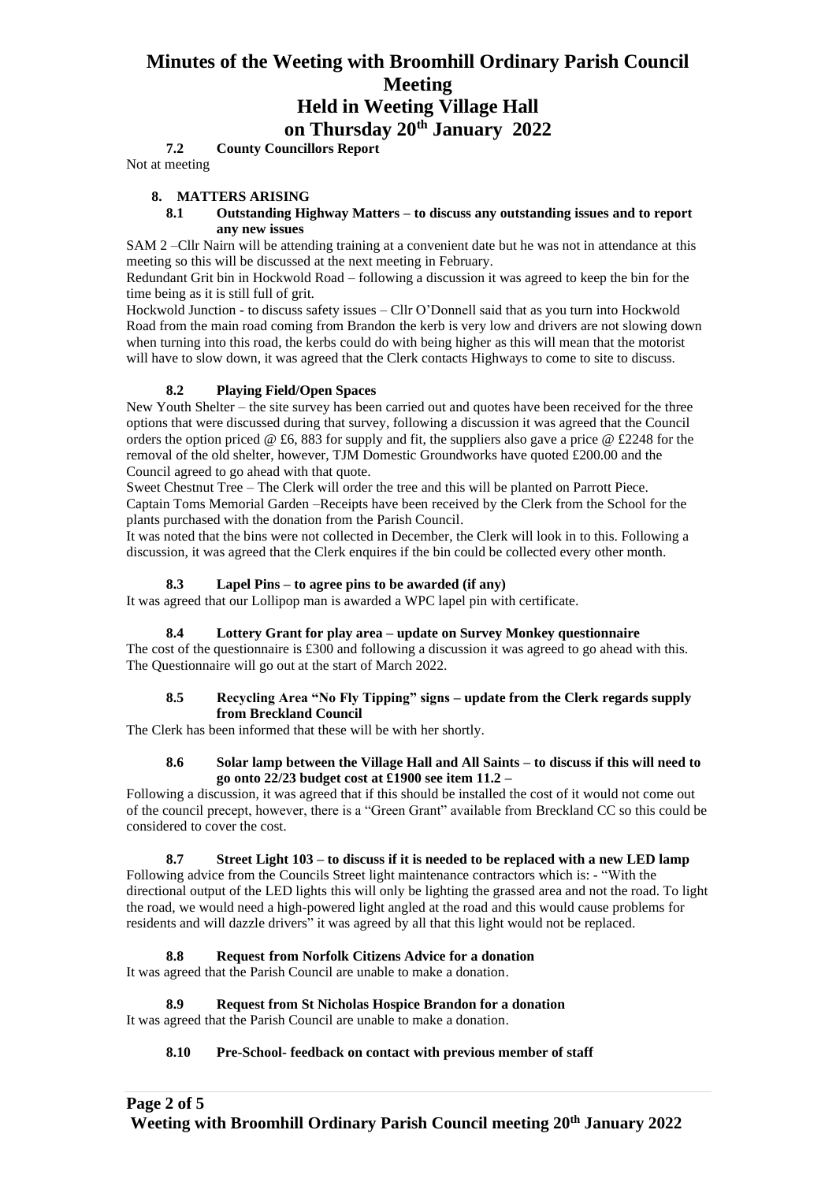**7.2 County Councillors Report**

Not at meeting

## 8. MATTERS ARISING

**8.1 Outstanding Highway Matters – to discuss any outstanding issues and to report any new issues**

SAM 2 –Cllr Nairn will be attending training at a convenient date but he was not in attendance at this meeting so this will be discussed at the next meeting in February.

Redundant Grit bin in Hockwold Road – following a discussion it was agreed to keep the bin for the time being as it is still full of grit.

Hockwold Junction - to discuss safety issues – Cllr O'Donnell said that as you turn into Hockwold Road from the main road coming from Brandon the kerb is very low and drivers are not slowing down when turning into this road, the kerbs could do with being higher as this will mean that the motorist will have to slow down, it was agreed that the Clerk contacts Highways to come to site to discuss.

**8.2 Playing Field/Open Spaces**

New Youth Shelter – the site survey has been carried out and quotes have been received for the three options that were discussed during that survey, following a discussion it was agreed that the Council orders the option priced @ £6, 883 for supply and fit, the suppliers also gave a price @ £2248 for the removal of the old shelter, however, TJM Domestic Groundworks have quoted £200.00 and the Council agreed to go ahead with that quote.

Sweet Chestnut Tree – The Clerk will order the tree and this will be planted on Parrott Piece.

Captain Toms Memorial Garden –Receipts have been received by the Clerk from the School for the plants purchased with the donation from the Parish Council.

It was noted that the bins were not collected in December, the Clerk will look in to this. Following a discussion, it was agreed that the Clerk enquires if the bin could be collected every other month.

**8.3 Lapel Pins – to agree pins to be awarded (if any)**

It was agreed that our Lollipop man is awarded a WPC lapel pin with certificate.

**8.4 Lottery Grant for play area – update on Survey Monkey questionnaire**

The cost of the questionnaire is £300 and following a discussion it was agreed to go ahead with this. The Questionnaire will go out at the start of March 2022.

**8.5 Recycling Area "No Fly Tipping" signs – update from the Clerk regards supply from Breckland Council**

The Clerk has been informed that these will be with her shortly.

**8.6 Solar lamp between the Village Hall and All Saints – to discuss if this will need to go onto 22/23 budget cost at £1900 see item 11.2 –**

Following a discussion, it was agreed that if this should be installed the cost of it would not come out of the council precept, however, there is a "Green Grant" available from Breckland CC so this could be considered to cover the cost.

**8.7 Street Light 103 – to discuss if it is needed to be replaced with a new LED lamp**

Following advice from the Councils Street light maintenance contractors which is: - "With the directional output of the LED lights this will only be lighting the grassed area and not the road. To light the road, we would need a high-powered light angled at the road and this would cause problems for residents and will dazzle drivers" it was agreed by all that this light would not be replaced.

**8.8 Request from Norfolk Citizens Advice for a donation**

It was agreed that the Parish Council are unable to make a donation.

**8.9 Request from St Nicholas Hospice Brandon for a donation**

It was agreed that the Parish Council are unable to make a donation.

**8.10 Pre-School- feedback on contact with previous member of staff**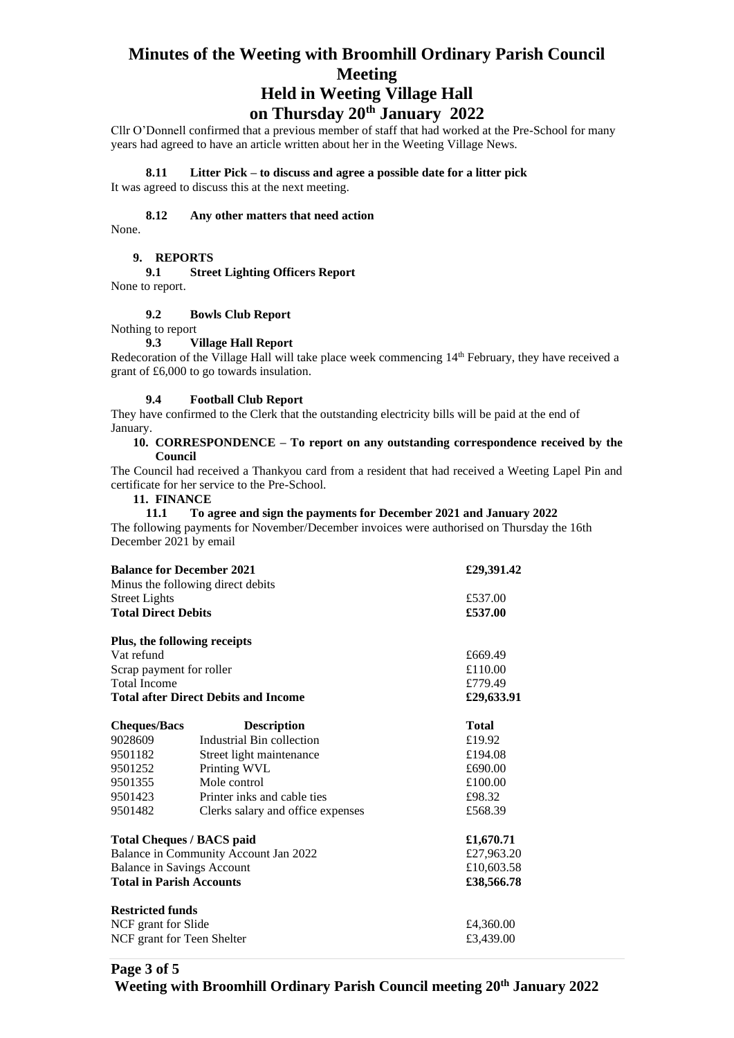Cllr O'Donnell confirmed that a previous member of staff that had worked at the Pre-School for many years had agreed to have an article written about her in the Weeting Village News.

**8.11 Litter Pick – to discuss and agree a possible date for a litter pick**

It was agreed to discuss this at the next meeting.

**8.12 Any other matters that need action**

None.

## 9. REPORTS

**9.1 Street Lighting Officers Report**

None to report.

**9.2 Bowls Club Report**

Nothing to report

**9.3 Village Hall Report**

Redecoration of the Village Hall will take place week commencing 14th February, they have received a grant of £6,000 to go towards insulation.

**9.4 Football Club Report**

They have confirmed to the Clerk that the outstanding electricity bills will be paid at the end of January.

## 10. CORRESPONDENCE – To report on any outstanding correspondence received by the Council

The Council had received a Thankyou card from a resident that had received a Weeting Lapel Pin and certificate for her service to the Pre-School.

## 11. FINANCE

**11.1 To agree and sign the payments for December 2021 and January 2022**

The following payments for November/December invoices were authorised on Thursday the 16th December 2021 by email

| | |
|---|---|
| **Balance for December 2021** | **£29,391.42** |
| Minus the following direct debits | |
| Street Lights | £537.00 |
| **Total Direct Debits** | **£537.00** |
| | |
| **Plus, the following receipts** | |
| Vat refund | £669.49 |
| Scrap payment for roller | £110.00 |
| Total Income | £779.49 |
| **Total after Direct Debits and Income** | **£29,633.91** |

| **Cheques/Bacs** | **Description** | **Total** |
|---|---|---|
| 9028609 | Industrial Bin collection | £19.92 |
| 9501182 | Street light maintenance | £194.08 |
| 9501252 | Printing WVL | £690.00 |
| 9501355 | Mole control | £100.00 |
| 9501423 | Printer inks and cable ties | £98.32 |
| 9501482 | Clerks salary and office expenses | £568.39 |

| | |
|---|---|
| **Total Cheques / BACS paid** | **£1,670.71** |
| Balance in Community Account Jan 2022 | £27,963.20 |
| Balance in Savings Account | £10,603.58 |
| **Total in Parish Accounts** | **£38,566.78** |
| | |
| **Restricted funds** | |
| NCF grant for Slide | £4,360.00 |
| NCF grant for Teen Shelter | £3,439.00 |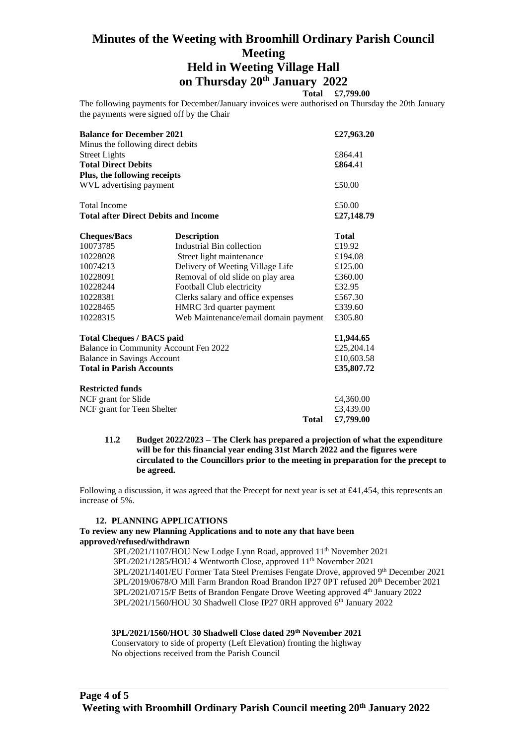# Minutes of the Weeting with Broomhill Ordinary Parish Council Meeting
## Held in Weeting Village Hall
## on Thursday 20th January 2022

**Total £7,799.00**

The following payments for December/January invoices were authorised on Thursday the 20th January the payments were signed off by the Chair

| | |
|---|---|
| **Balance for December 2021** | **£27,963.20** |
| Minus the following direct debits | |
| Street Lights | £864.41 |
| **Total Direct Debits** | **£864.**41 |
| **Plus, the following receipts** | |
| WVL advertising payment | £50.00 |
| Total Income | £50.00 |
| **Total after Direct Debits and Income** | **£27,148.79** |

| **Cheques/Bacs** | **Description** | **Total** |
|---|---|---|
| 10073785 | Industrial Bin collection | £19.92 |
| 10228028 | Street light maintenance | £194.08 |
| 10074213 | Delivery of Weeting Village Life | £125.00 |
| 10228091 | Removal of old slide on play area | £360.00 |
| 10228244 | Football Club electricity | £32.95 |
| 10228381 | Clerks salary and office expenses | £567.30 |
| 10228465 | HMRC 3rd quarter payment | £339.60 |
| 10228315 | Web Maintenance/email domain payment | £305.80 |

| | |
|---|---|
| **Total Cheques / BACS paid** | **£1,944.65** |
| Balance in Community Account Fen 2022 | £25,204.14 |
| Balance in Savings Account | £10,603.58 |
| **Total in Parish Accounts** | **£35,807.72** |

**Restricted funds**

| | |
|---|---|
| NCF grant for Slide | £4,360.00 |
| NCF grant for Teen Shelter | £3,439.00 |
| **Total** | **£7,799.00** |

**11.2 Budget 2022/2023 – The Clerk has prepared a projection of what the expenditure will be for this financial year ending 31st March 2022 and the figures were circulated to the Councillors prior to the meeting in preparation for the precept to be agreed.**

Following a discussion, it was agreed that the Precept for next year is set at £41,454, this represents an increase of 5%.

**12. PLANNING APPLICATIONS**

**To review any new Planning Applications and to note any that have been approved/refused/withdrawn**

3PL/2021/1107/HOU New Lodge Lynn Road, approved 11th November 2021
3PL/2021/1285/HOU 4 Wentworth Close, approved 11th November 2021
3PL/2021/1401/EU Former Tata Steel Premises Fengate Drove, approved 9th December 2021
3PL/2019/0678/O Mill Farm Brandon Road Brandon IP27 0PT refused 20th December 2021
3PL/2021/0715/F Betts of Brandon Fengate Drove Weeting approved 4th January 2022
3PL/2021/1560/HOU 30 Shadwell Close IP27 0RH approved 6th January 2022

**3PL/2021/1560/HOU 30 Shadwell Close dated 29th November 2021**
Conservatory to side of property (Left Elevation) fronting the highway
No objections received from the Parish Council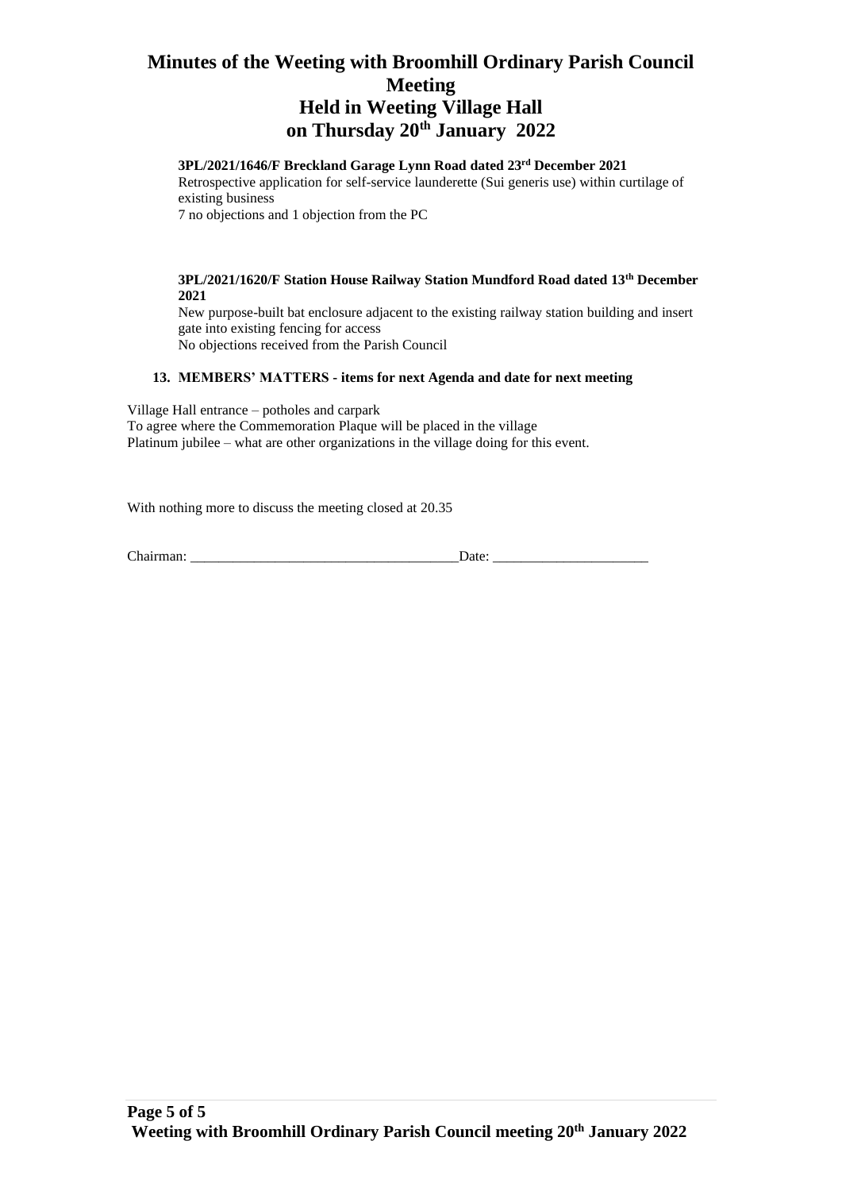# Minutes of the Weeting with Broomhill Ordinary Parish Council Meeting
# Held in Weeting Village Hall on Thursday 20th January 2022

**3PL/2021/1646/F Breckland Garage Lynn Road dated 23rd December 2021**

Retrospective application for self-service launderette (Sui generis use) within curtilage of existing business

7 no objections and 1 objection from the PC

**3PL/2021/1620/F Station House Railway Station Mundford Road dated 13th December 2021**

New purpose-built bat enclosure adjacent to the existing railway station building and insert gate into existing fencing for access

No objections received from the Parish Council

**13. MEMBERS' MATTERS - items for next Agenda and date for next meeting**

Village Hall entrance – potholes and carpark

To agree where the Commemoration Plaque will be placed in the village

Platinum jubilee – what are other organizations in the village doing for this event.

With nothing more to discuss the meeting closed at 20.35

Chairman: \_\_\_\_\_\_\_\_\_\_\_\_\_\_\_\_\_\_\_\_\_\_\_\_\_\_\_\_\_\_\_\_\_\_\_\_\_\_Date: \_\_\_\_\_\_\_\_\_\_\_\_\_\_\_\_\_\_\_\_\_\_